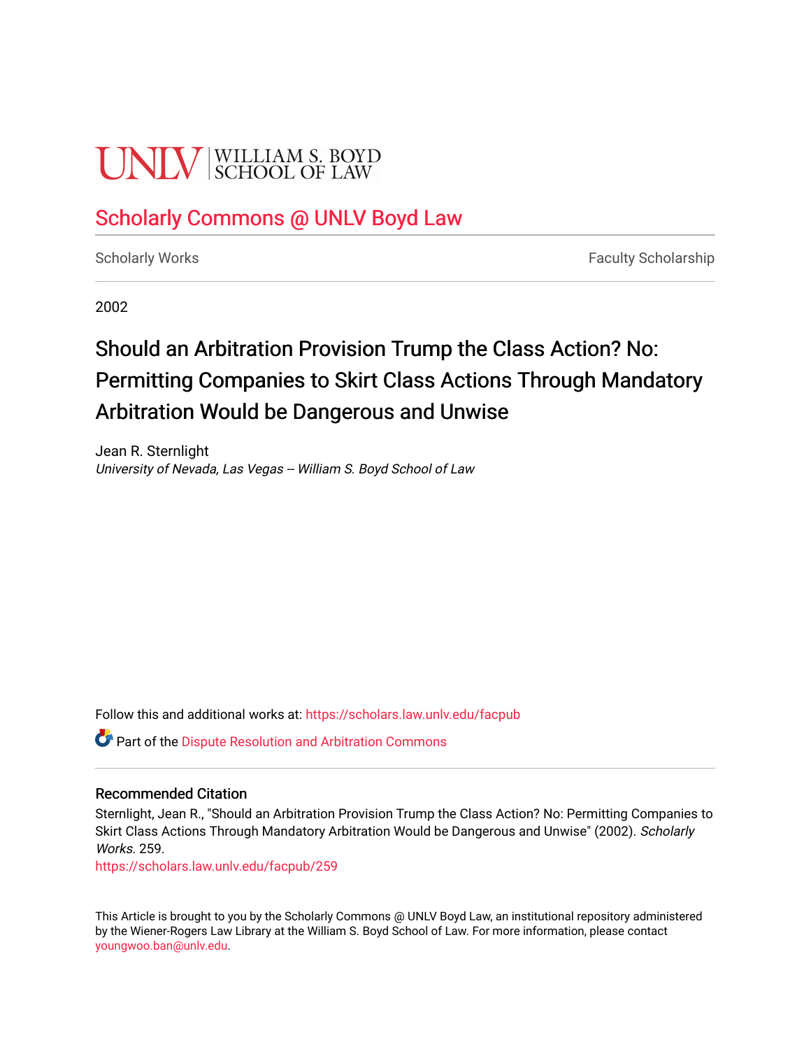UNLV | WILLIAM S. BOYD SCHOOL OF LAW

## Scholarly Commons @ UNLV Boyd Law

Scholarly Works | Faculty Scholarship

2002

# Should an Arbitration Provision Trump the Class Action? No: Permitting Companies to Skirt Class Actions Through Mandatory Arbitration Would be Dangerous and Unwise

Jean R. Sternlight
*University of Nevada, Las Vegas -- William S. Boyd School of Law*

Follow this and additional works at: https://scholars.law.unlv.edu/facpub

Part of the Dispute Resolution and Arbitration Commons

### Recommended Citation

Sternlight, Jean R., "Should an Arbitration Provision Trump the Class Action? No: Permitting Companies to Skirt Class Actions Through Mandatory Arbitration Would be Dangerous and Unwise" (2002). *Scholarly Works*. 259.
https://scholars.law.unlv.edu/facpub/259

This Article is brought to you by the Scholarly Commons @ UNLV Boyd Law, an institutional repository administered by the Wiener-Rogers Law Library at the William S. Boyd School of Law. For more information, please contact youngwoo.ban@unlv.edu.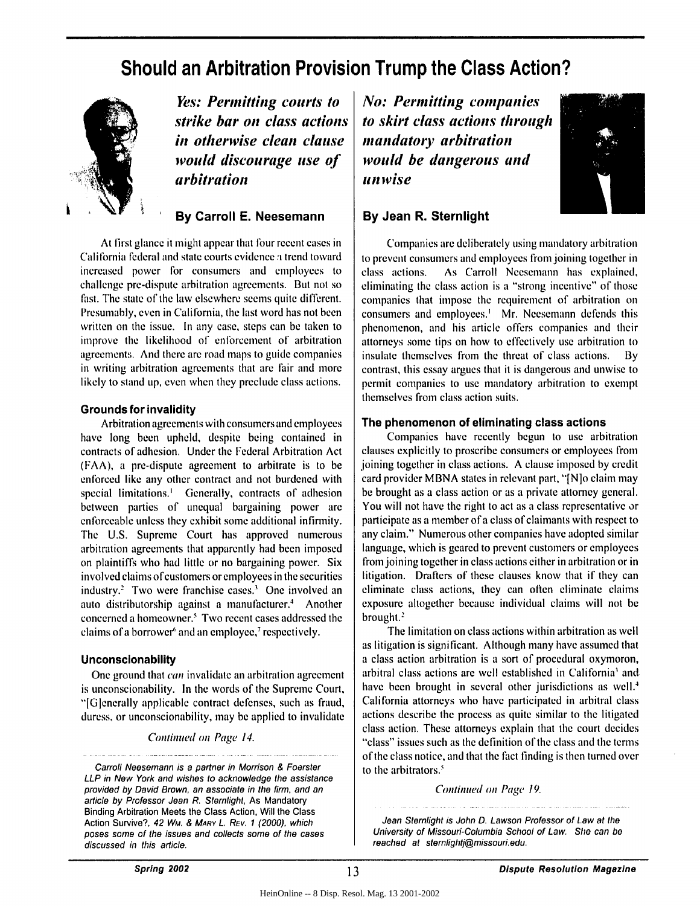# Should an Arbitration Provision Trump the Class Action?

## *Yes: Permitting courts to strike bar on class actions in otherwise clean clause would discourage use of arbitration*

### By Carroll E. Neesemann

At first glance it might appear that four recent cases in California federal and state courts evidence a trend toward increased power for consumers and employees to challenge pre-dispute arbitration agreements. But not so fast. The state of the law elsewhere seems quite different. Presumably, even in California, the last word has not been written on the issue. In any case, steps can be taken to improve the likelihood of enforcement of arbitration agreements. And there are road maps to guide companies in writing arbitration agreements that are fair and more likely to stand up, even when they preclude class actions.

#### Grounds for invalidity

Arbitration agreements with consumers and employees have long been upheld, despite being contained in contracts of adhesion. Under the Federal Arbitration Act (FAA), a pre-dispute agreement to arbitrate is to be enforced like any other contract and not burdened with special limitations.[1] Generally, contracts of adhesion between parties of unequal bargaining power are enforceable unless they exhibit some additional infirmity. The U.S. Supreme Court has approved numerous arbitration agreements that apparently had been imposed on plaintiffs who had little or no bargaining power. Six involved claims of customers or employees in the securities industry.[2] Two were franchise cases.[3] One involved an auto distributorship against a manufacturer.[4] Another concerned a homeowner.[5] Two recent cases addressed the claims of a borrower[6] and an employee,[7] respectively.

#### Unconscionability

One ground that *can* invalidate an arbitration agreement is unconscionability. In the words of the Supreme Court, "[G]enerally applicable contract defenses, such as fraud, duress, or unconscionability, may be applied to invalidate

*Continued on Page 14.*

*Carroll Neesemann is a partner in Morrison & Foerster LLP in New York and wishes to acknowledge the assistance provided by David Brown, an associate in the firm, and an article by Professor Jean R. Sternlight,* As Mandatory Binding Arbitration Meets the Class Action, Will the Class Action Survive?, *42 Wm. & Mary L. Rev. 1 (2000), which poses some of the issues and collects some of the cases discussed in this article.*

## *No: Permitting companies to skirt class actions through mandatory arbitration would be dangerous and unwise*

### By Jean R. Sternlight

Companies are deliberately using mandatory arbitration to prevent consumers and employees from joining together in class actions. As Carroll Neesemann has explained, eliminating the class action is a "strong incentive" of those companies that impose the requirement of arbitration on consumers and employees.[1] Mr. Neesemann defends this phenomenon, and his article offers companies and their attorneys some tips on how to effectively use arbitration to insulate themselves from the threat of class actions. By contrast, this essay argues that it is dangerous and unwise to permit companies to use mandatory arbitration to exempt themselves from class action suits.

#### The phenomenon of eliminating class actions

Companies have recently begun to use arbitration clauses explicitly to proscribe consumers or employees from joining together in class actions. A clause imposed by credit card provider MBNA states in relevant part, "[N]o claim may be brought as a class action or as a private attorney general. You will not have the right to act as a class representative or participate as a member of a class of claimants with respect to any claim." Numerous other companies have adopted similar language, which is geared to prevent customers or employees from joining together in class actions either in arbitration or in litigation. Drafters of these clauses know that if they can eliminate class actions, they can often eliminate claims exposure altogether because individual claims will not be brought.[2]

The limitation on class actions within arbitration as well as litigation is significant. Although many have assumed that a class action arbitration is a sort of procedural oxymoron, arbitral class actions are well established in California[3] and have been brought in several other jurisdictions as well.[4] California attorneys who have participated in arbitral class actions describe the process as quite similar to the litigated class action. These attorneys explain that the court decides "class" issues such as the definition of the class and the terms of the class notice, and that the fact finding is then turned over to the arbitrators.[5]

*Continued on Page 19.*

*Jean Sternlight is John D. Lawson Professor of Law at the University of Missouri-Columbia School of Law. She can be reached at sternlightj@missouri.edu.*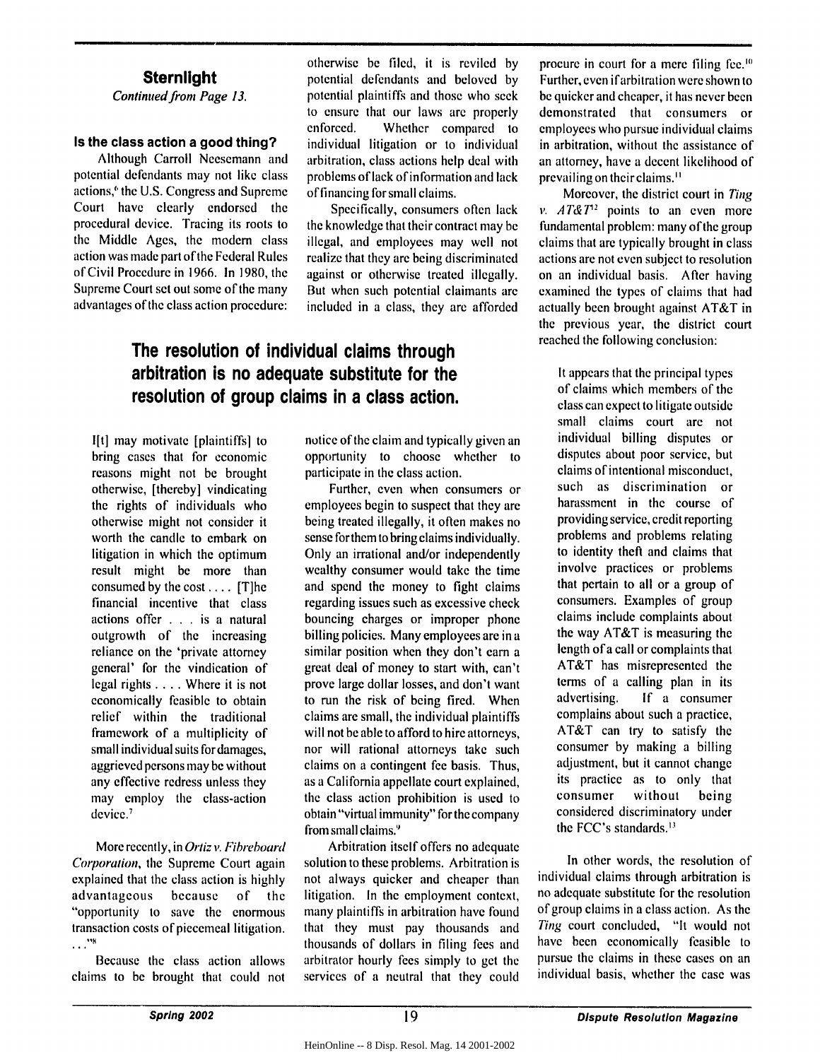## Sternlight

*Continued from Page 13.*

### Is the class action a good thing?

Although Carroll Neesemann and potential defendants may not like class actions,[6] the U.S. Congress and Supreme Court have clearly endorsed the procedural device. Tracing its roots to the Middle Ages, the modern class action was made part of the Federal Rules of Civil Procedure in 1966. In 1980, the Supreme Court set out some of the many advantages of the class action procedure:

> I[t] may motivate [plaintiffs] to bring cases that for economic reasons might not be brought otherwise, [thereby] vindicating the rights of individuals who otherwise might not consider it worth the candle to embark on litigation in which the optimum result might be more than consumed by the cost . . . . [T]he financial incentive that class actions offer . . . is a natural outgrowth of the increasing reliance on the 'private attorney general' for the vindication of legal rights . . . . Where it is not economically feasible to obtain relief within the traditional framework of a multiplicity of small individual suits for damages, aggrieved persons may be without any effective redress unless they may employ the class-action device.[7]

More recently, in *Ortiz v. Fibreboard Corporation*, the Supreme Court again explained that the class action is highly advantageous because of the "opportunity to save the enormous transaction costs of piecemeal litigation. . . ."[8]

Because the class action allows claims to be brought that could not otherwise be filed, it is reviled by potential defendants and beloved by potential plaintiffs and those who seek to ensure that our laws are properly enforced. Whether compared to individual litigation or to individual arbitration, class actions help deal with problems of lack of information and lack of financing for small claims.

Specifically, consumers often lack the knowledge that their contract may be illegal, and employees may well not realize that they are being discriminated against or otherwise treated illegally. But when such potential claimants are included in a class, they are afforded notice of the claim and typically given an opportunity to choose whether to participate in the class action.

**The resolution of individual claims through arbitration is no adequate substitute for the resolution of group claims in a class action.**

Further, even when consumers or employees begin to suspect that they are being treated illegally, it often makes no sense for them to bring claims individually. Only an irrational and/or independently wealthy consumer would take the time and spend the money to fight claims regarding issues such as excessive check bouncing charges or improper phone billing policies. Many employees are in a similar position when they don't earn a great deal of money to start with, can't prove large dollar losses, and don't want to run the risk of being fired. When claims are small, the individual plaintiffs will not be able to afford to hire attorneys, nor will rational attorneys take such claims on a contingent fee basis. Thus, as a California appellate court explained, the class action prohibition is used to obtain "virtual immunity" for the company from small claims.[9]

Arbitration itself offers no adequate solution to these problems. Arbitration is not always quicker and cheaper than litigation. In the employment context, many plaintiffs in arbitration have found that they must pay thousands and thousands of dollars in filing fees and arbitrator hourly fees simply to get the services of a neutral that they could procure in court for a mere filing fee.[10] Further, even if arbitration were shown to be quicker and cheaper, it has never been demonstrated that consumers or employees who pursue individual claims in arbitration, without the assistance of an attorney, have a decent likelihood of prevailing on their claims.[11]

Moreover, the district court in *Ting v. AT&T*[12] points to an even more fundamental problem: many of the group claims that are typically brought in class actions are not even subject to resolution on an individual basis. After having examined the types of claims that had actually been brought against AT&T in the previous year, the district court reached the following conclusion:

> It appears that the principal types of claims which members of the class can expect to litigate outside small claims court are not individual billing disputes or disputes about poor service, but claims of intentional misconduct, such as discrimination or harassment in the course of providing service, credit reporting problems and problems relating to identity theft and claims that involve practices or problems that pertain to all or a group of consumers. Examples of group claims include complaints about the way AT&T is measuring the length of a call or complaints that AT&T has misrepresented the terms of a calling plan in its advertising. If a consumer complains about such a practice, AT&T can try to satisfy the consumer by making a billing adjustment, but it cannot change its practice as to only that consumer without being considered discriminatory under the FCC's standards.[13]

In other words, the resolution of individual claims through arbitration is no adequate substitute for the resolution of group claims in a class action. As the *Ting* court concluded, "It would not have been economically feasible to pursue the claims in these cases on an individual basis, whether the case was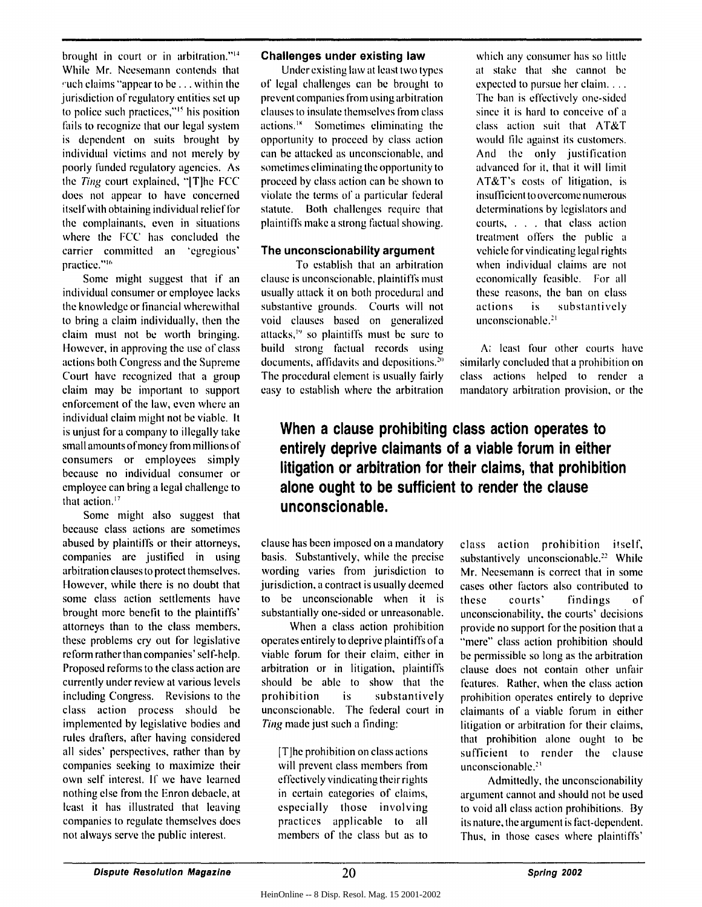brought in court or in arbitration."[14] While Mr. Neesemann contends that such claims "appear to be . . . within the jurisdiction of regulatory entities set up to police such practices,"[15] his position fails to recognize that our legal system is dependent on suits brought by individual victims and not merely by poorly funded regulatory agencies. As the *Ting* court explained, "[T]he FCC does not appear to have concerned itself with obtaining individual relief for the complainants, even in situations where the FCC has concluded the carrier committed an 'egregious' practice."[16]

Some might suggest that if an individual consumer or employee lacks the knowledge or financial wherewithal to bring a claim individually, then the claim must not be worth bringing. However, in approving the use of class actions both Congress and the Supreme Court have recognized that a group claim may be important to support enforcement of the law, even where an individual claim might not be viable. It is unjust for a company to illegally take small amounts of money from millions of consumers or employees simply because no individual consumer or employee can bring a legal challenge to that action.[17]

Some might also suggest that because class actions are sometimes abused by plaintiffs or their attorneys, companies are justified in using arbitration clauses to protect themselves. However, while there is no doubt that some class action settlements have brought more benefit to the plaintiffs' attorneys than to the class members, these problems cry out for legislative reform rather than companies' self-help. Proposed reforms to the class action are currently under review at various levels including Congress. Revisions to the class action process should be implemented by legislative bodies and rules drafters, after having considered all sides' perspectives, rather than by companies seeking to maximize their own self interest. If we have learned nothing else from the Enron debacle, at least it has illustrated that leaving companies to regulate themselves does not always serve the public interest.

### Challenges under existing law

Under existing law at least two types of legal challenges can be brought to prevent companies from using arbitration clauses to insulate themselves from class actions.[18] Sometimes eliminating the opportunity to proceed by class action can be attacked as unconscionable, and sometimes eliminating the opportunity to proceed by class action can be shown to violate the terms of a particular federal statute. Both challenges require that plaintiffs make a strong factual showing.

### The unconscionability argument

To establish that an arbitration clause is unconscionable, plaintiffs must usually attack it on both procedural and substantive grounds. Courts will not void clauses based on generalized attacks,[19] so plaintiffs must be sure to build strong factual records using documents, affidavits and depositions.[20] The procedural element is usually fairly easy to establish where the arbitration clause has been imposed on a mandatory basis. Substantively, while the precise wording varies from jurisdiction to jurisdiction, a contract is usually deemed to be unconscionable when it is substantially one-sided or unreasonable.

When a class action prohibition operates entirely to deprive plaintiffs of a viable forum for their claim, either in arbitration or in litigation, plaintiffs should be able to show that the prohibition is substantively unconscionable. The federal court in *Ting* made just such a finding:

> [T]he prohibition on class actions will prevent class members from effectively vindicating their rights in certain categories of claims, especially those involving practices applicable to all members of the class but as to which any consumer has so little at stake that she cannot be expected to pursue her claim. . . . The ban is effectively one-sided since it is hard to conceive of a class action suit that AT&T would file against its customers. And the only justification advanced for it, that it will limit AT&T's costs of litigation, is insufficient to overcome numerous determinations by legislators and courts, . . . that class action treatment offers the public a vehicle for vindicating legal rights when individual claims are not economically feasible. For all these reasons, the ban on class actions is substantively unconscionable.[21]

At least four other courts have similarly concluded that a prohibition on class actions helped to render a mandatory arbitration provision, or the class action prohibition itself, substantively unconscionable.[22] While Mr. Neesemann is correct that in some cases other factors also contributed to these courts' findings of unconscionability, the courts' decisions provide no support for the position that a "mere" class action prohibition should be permissible so long as the arbitration clause does not contain other unfair features. Rather, when the class action prohibition operates entirely to deprive claimants of a viable forum in either litigation or arbitration for their claims, that prohibition alone ought to be sufficient to render the clause unconscionable.[23]

**When a clause prohibiting class action operates to entirely deprive claimants of a viable forum in either litigation or arbitration for their claims, that prohibition alone ought to be sufficient to render the clause unconscionable.**

Admittedly, the unconscionability argument cannot and should not be used to void all class action prohibitions. By its nature, the argument is fact-dependent. Thus, in those cases where plaintiffs'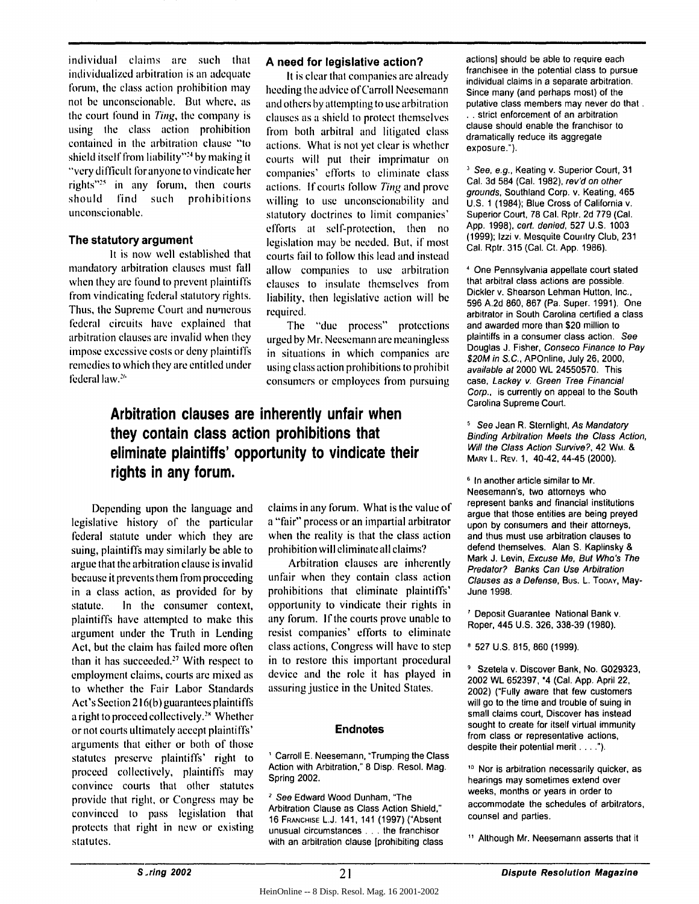individual claims are such that individualized arbitration is an adequate forum, the class action prohibition may not be unconscionable. But where, as the court found in *Ting*, the company is using the class action prohibition contained in the arbitration clause "to shield itself from liability"[24] by making it "very difficult for anyone to vindicate her rights"[25] in any forum, then courts should find such prohibitions unconscionable.

### The statutory argument

It is now well established that mandatory arbitration clauses must fall when they are found to prevent plaintiffs from vindicating federal statutory rights. Thus, the Supreme Court and numerous federal circuits have explained that arbitration clauses are invalid when they impose excessive costs or deny plaintiffs remedies to which they are entitled under federal law.[26]

Depending upon the language and legislative history of the particular federal statute under which they are suing, plaintiffs may similarly be able to argue that the arbitration clause is invalid because it prevents them from proceeding in a class action, as provided for by statute. In the consumer context, plaintiffs have attempted to make this argument under the Truth in Lending Act, but the claim has failed more often than it has succeeded.[27] With respect to employment claims, courts are mixed as to whether the Fair Labor Standards Act's Section 216(b) guarantees plaintiffs a right to proceed collectively.[28] Whether or not courts ultimately accept plaintiffs' arguments that either or both of those statutes preserve plaintiffs' right to proceed collectively, plaintiffs may convince courts that other statutes provide that right, or Congress may be convinced to pass legislation that protects that right in new or existing statutes.

### A need for legislative action?

It is clear that companies are already heeding the advice of Carroll Neesemann and others by attempting to use arbitration clauses as a shield to protect themselves from both arbitral and litigated class actions. What is not yet clear is whether courts will put their imprimatur on companies' efforts to eliminate class actions. If courts follow *Ting* and prove willing to use unconscionability and statutory doctrines to limit companies' efforts at self-protection, then no legislation may be needed. But, if most courts fail to follow this lead and instead allow companies to use arbitration clauses to insulate themselves from liability, then legislative action will be required.

The "due process" protections urged by Mr. Neesemann are meaningless in situations in which companies are using class action prohibitions to prohibit consumers or employees from pursuing claims in any forum. What is the value of a "fair" process or an impartial arbitrator when the reality is that the class action prohibition will eliminate all claims?

**Arbitration clauses are inherently unfair when they contain class action prohibitions that eliminate plaintiffs' opportunity to vindicate their rights in any forum.**

Arbitration clauses are inherently unfair when they contain class action prohibitions that eliminate plaintiffs' opportunity to vindicate their rights in any forum. If the courts prove unable to resist companies' efforts to eliminate class actions, Congress will have to step in to restore this important procedural device and the role it has played in assuring justice in the United States.

### Endnotes

[1] Carroll E. Neesemann, "Trumping the Class Action with Arbitration," 8 Disp. Resol. Mag. Spring 2002.

[2] *See* Edward Wood Dunham, "The Arbitration Clause as Class Action Shield," 16 Franchise L.J. 141, 141 (1997) ("Absent unusual circumstances . . . the franchisor with an arbitration clause [prohibiting class actions] should be able to require each franchisee in the potential class to pursue individual claims in a separate arbitration. Since many (and perhaps most) of the putative class members may never do that . . . strict enforcement of an arbitration clause should enable the franchisor to dramatically reduce its aggregate exposure.").

[3] *See, e.g.*, Keating v. Superior Court, 31 Cal. 3d 584 (Cal. 1982), *rev'd on other grounds*, Southland Corp. v. Keating, 465 U.S. 1 (1984); Blue Cross of California v. Superior Court, 78 Cal. Rptr. 2d 779 (Cal. App. 1998), *cert. denied*, 527 U.S. 1003 (1999); Izzi v. Mesquite Country Club, 231 Cal. Rptr. 315 (Cal. Ct. App. 1986).

[4] One Pennsylvania appellate court stated that arbitral class actions are possible. Dickler v. Shearson Lehman Hutton, Inc., 596 A.2d 860, 867 (Pa. Super. 1991). One arbitrator in South Carolina certified a class and awarded more than $20 million to plaintiffs in a consumer class action. *See* Douglas J. Fisher, *Conseco Finance to Pay $20M in S.C.*, APOnline, July 26, 2000, *available at* 2000 WL 24550570. This case, *Lackey v. Green Tree Financial Corp.*, is currently on appeal to the South Carolina Supreme Court.

[5] *See* Jean R. Sternlight, *As Mandatory Binding Arbitration Meets the Class Action, Will the Class Action Survive?*, 42 Wm. & Mary L. Rev. 1, 40-42, 44-45 (2000).

[6] In another article similar to Mr. Neesemann's, two attorneys who represent banks and financial institutions argue that those entities are being preyed upon by consumers and their attorneys, and thus must use arbitration clauses to defend themselves. Alan S. Kaplinsky & Mark J. Levin, *Excuse Me, But Who's The Predator? Banks Can Use Arbitration Clauses as a Defense*, Bus. L. Today, May-June 1998.

[7] Deposit Guarantee National Bank v. Roper, 445 U.S. 326, 338-39 (1980).

[8] 527 U.S. 815, 860 (1999).

[9] Szetela v. Discover Bank, No. G029323, 2002 WL 652397, *4 (Cal. App. April 22, 2002) ("Fully aware that few customers will go to the time and trouble of suing in small claims court, Discover has instead sought to create for itself virtual immunity from class or representative actions, despite their potential merit . . . .").

[10] Nor is arbitration necessarily quicker, as hearings may sometimes extend over weeks, months or years in order to accommodate the schedules of arbitrators, counsel and parties.

[11] Although Mr. Neesemann asserts that it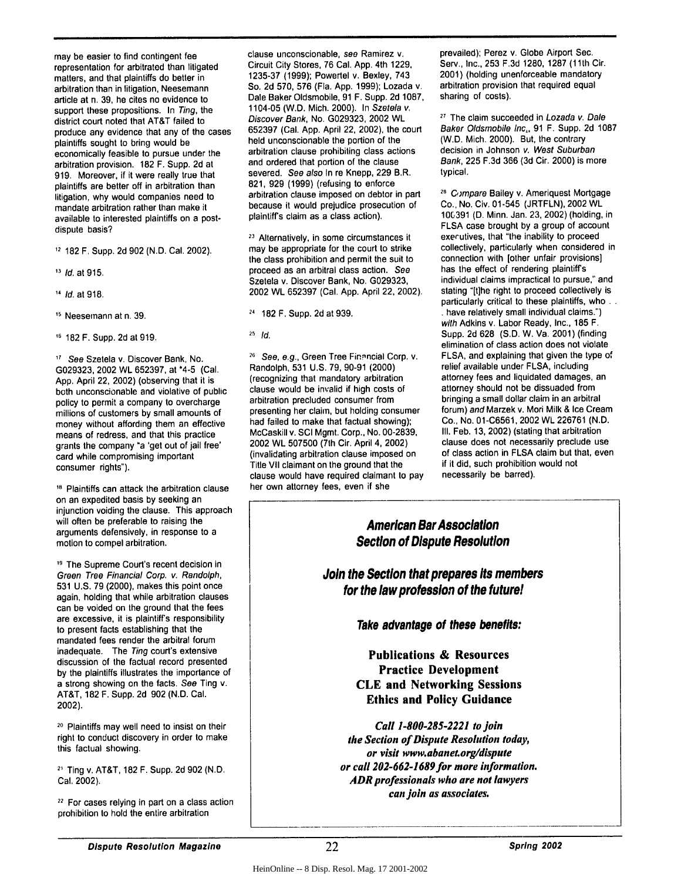may be easier to find contingent fee representation for arbitrated than litigated matters, and that plaintiffs do better in arbitration than in litigation, Neesemann article at n. 39, he cites no evidence to support these propositions. In *Ting*, the district court noted that AT&T failed to produce any evidence that any of the cases plaintiffs sought to bring would be economically feasible to pursue under the arbitration provision. 182 F. Supp. 2d at 919. Moreover, if it were really true that plaintiffs are better off in arbitration than litigation, why would companies need to mandate arbitration rather than make it available to interested plaintiffs on a post-dispute basis?

[12] 182 F. Supp. 2d 902 (N.D. Cal. 2002).

[13] *Id.* at 915.

[14] *Id.* at 918.

[15] Neesemann at n. 39.

[16] 182 F. Supp. 2d at 919.

[17] *See* Szetela v. Discover Bank, No. G029323, 2002 WL 652397, at *4-5 (Cal. App. April 22, 2002) (observing that it is both unconscionable and violative of public policy to permit a company to overcharge millions of customers by small amounts of money without affording them an effective means of redress, and that this practice grants the company "a 'get out of jail free' card while compromising important consumer rights").

[18] Plaintiffs can attack the arbitration clause on an expedited basis by seeking an injunction voiding the clause. This approach will often be preferable to raising the arguments defensively, in response to a motion to compel arbitration.

[19] The Supreme Court's recent decision in *Green Tree Financial Corp. v. Randolph*, 531 U.S. 79 (2000), makes this point once again, holding that while arbitration clauses can be voided on the ground that the fees are excessive, it is plaintiff's responsibility to present facts establishing that the mandated fees render the arbitral forum inadequate. The *Ting* court's extensive discussion of the factual record presented by the plaintiffs illustrates the importance of a strong showing on the facts. *See* Ting v. AT&T, 182 F. Supp. 2d 902 (N.D. Cal. 2002).

[20] Plaintiffs may well need to insist on their right to conduct discovery in order to make this factual showing.

[21] Ting v. AT&T, 182 F. Supp. 2d 902 (N.D. Cal. 2002).

[22] For cases relying in part on a class action prohibition to hold the entire arbitration clause unconscionable, *see* Ramirez v. Circuit City Stores, 76 Cal. App. 4th 1229, 1235-37 (1999); Powertel v. Bexley, 743 So. 2d 570, 576 (Fla. App. 1999); Lozada v. Dale Baker Oldsmobile, 91 F. Supp. 2d 1087, 1104-05 (W.D. Mich. 2000). In *Szetela v. Discover Bank*, No. G029323, 2002 WL 652397 (Cal. App. April 22, 2002), the court held unconscionable the portion of the arbitration clause prohibiting class actions and ordered that portion of the clause severed. *See also* In re Knepp, 229 B.R. 821, 929 (1999) (refusing to enforce arbitration clause imposed on debtor in part because it would prejudice prosecution of plaintiff's claim as a class action).

[23] Alternatively, in some circumstances it may be appropriate for the court to strike the class prohibition and permit the suit to proceed as an arbitral class action. *See* Szetela v. Discover Bank, No. G029323, 2002 WL 652397 (Cal. App. April 22, 2002).

[24] 182 F. Supp. 2d at 939.

[25] *Id.*

[26] *See, e.g.*, Green Tree Financial Corp. v. Randolph, 531 U.S. 79, 90-91 (2000) (recognizing that mandatory arbitration clause would be invalid if high costs of arbitration precluded consumer from presenting her claim, but holding consumer had failed to make that factual showing); McCaskill v. SCI Mgmt. Corp., No. 00-2839, 2002 WL 507500 (7th Cir. April 4, 2002) (invalidating arbitration clause imposed on Title VII claimant on the ground that the clause would have required claimant to pay her own attorney fees, even if she prevailed); Perez v. Globe Airport Sec. Serv., Inc., 253 F.3d 1280, 1287 (11th Cir. 2001) (holding unenforceable mandatory arbitration provision that required equal sharing of costs).

[27] The claim succeeded in *Lozada v. Dale Baker Oldsmobile Inc.*, 91 F. Supp. 2d 1087 (W.D. Mich. 2000). But, the contrary decision in Johnson *v. West Suburban Bank*, 225 F.3d 366 (3d Cir. 2000) is more typical.

[28] *Compare* Bailey v. Ameriquest Mortgage Co., No. Civ. 01-545 (JRTFLN), 2002 WL 100391 (D. Minn. Jan. 23, 2002) (holding, in FLSA case brought by a group of account executives, that "the inability to proceed collectively, particularly when considered in connection with [other unfair provisions] has the effect of rendering plaintiff's individual claims impractical to pursue," and stating "[t]he right to proceed collectively is particularly critical to these plaintiffs, who . . . have relatively small individual claims.") *with* Adkins v. Labor Ready, Inc., 185 F. Supp. 2d 628 (S.D. W. Va. 2001) (finding elimination of class action does not violate FLSA, and explaining that given the type of relief available under FLSA, including attorney fees and liquidated damages, an attorney should not be dissuaded from bringing a small dollar claim in an arbitral forum) *and* Marzek v. Mori Milk & Ice Cream Co., No. 01-C6561, 2002 WL 226761 (N.D. Ill. Feb. 13, 2002) (stating that arbitration clause does not necessarily preclude use of class action in FLSA claim but that, even if it did, such prohibition would not necessarily be barred).

---

**American Bar Association**
**Section of Dispute Resolution**

***Join the Section that prepares its members for the law profession of the future!***

***Take advantage of these benefits:***

**Publications & Resources**
**Practice Development**
**CLE and Networking Sessions**
**Ethics and Policy Guidance**

***Call 1-800-285-2221 to join the Section of Dispute Resolution today, or visit www.abanet.org/dispute or call 202-662-1689 for more information. ADR professionals who are not lawyers can join as associates.***